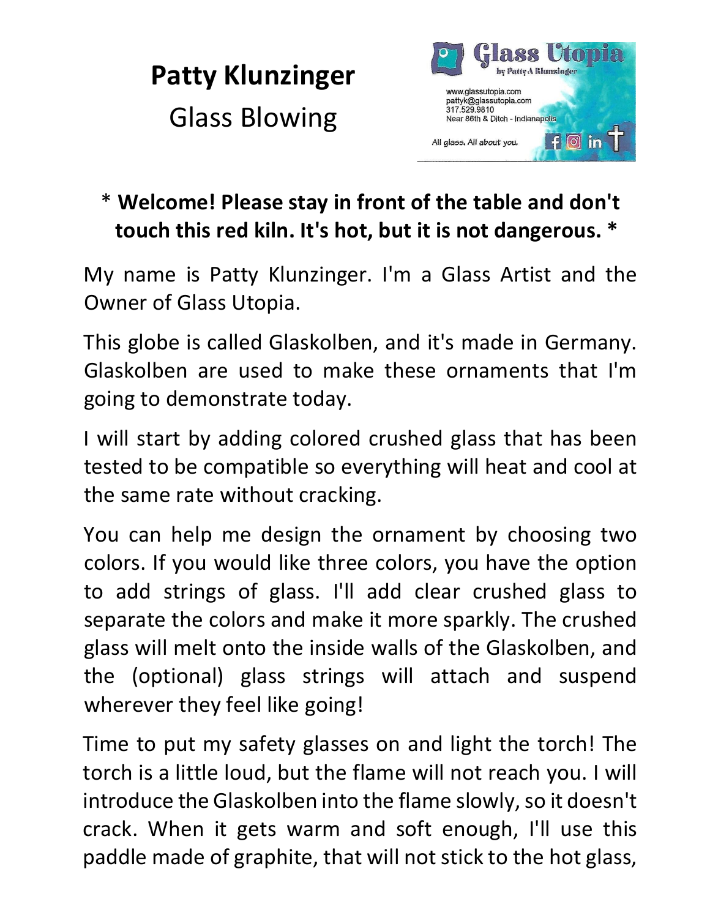# Patty Klunzinger

## Glass Blowing

**Glass Utopia**
by Patty A Klunzinger

www.glassutopia.com
pattyk@glassutopia.com
317.529.9810
Near 86th & Ditch - Indianapolis

*All glass. All about you.*

\* **Welcome! Please stay in front of the table and don't touch this red kiln. It's hot, but it is not dangerous.** \*

My name is Patty Klunzinger. I'm a Glass Artist and the Owner of Glass Utopia.

This globe is called Glaskolben, and it's made in Germany. Glaskolben are used to make these ornaments that I'm going to demonstrate today.

I will start by adding colored crushed glass that has been tested to be compatible so everything will heat and cool at the same rate without cracking.

You can help me design the ornament by choosing two colors. If you would like three colors, you have the option to add strings of glass. I'll add clear crushed glass to separate the colors and make it more sparkly. The crushed glass will melt onto the inside walls of the Glaskolben, and the (optional) glass strings will attach and suspend wherever they feel like going!

Time to put my safety glasses on and light the torch! The torch is a little loud, but the flame will not reach you. I will introduce the Glaskolben into the flame slowly, so it doesn't crack. When it gets warm and soft enough, I'll use this paddle made of graphite, that will not stick to the hot glass,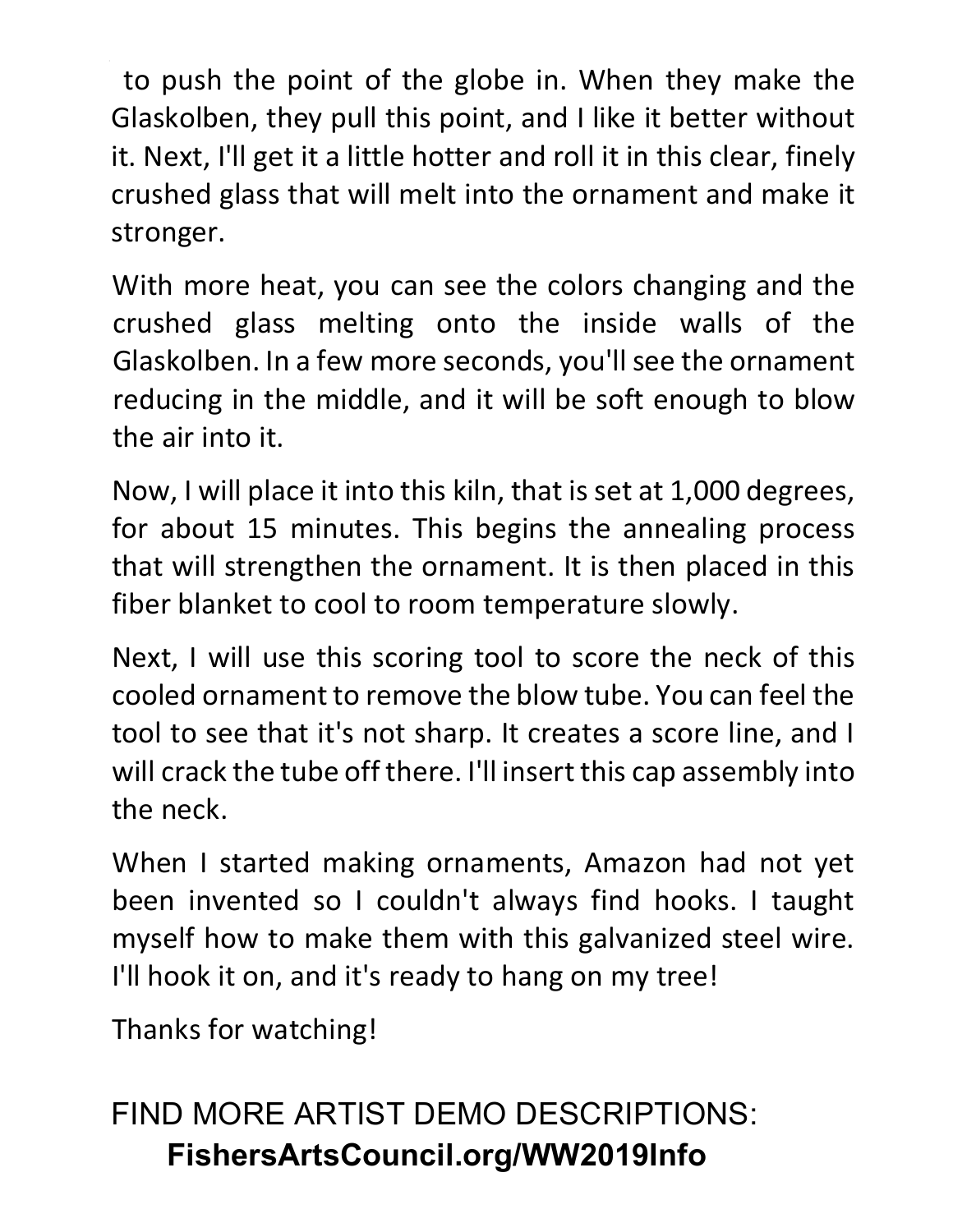to push the point of the globe in. When they make the Glaskolben, they pull this point, and I like it better without it. Next, I'll get it a little hotter and roll it in this clear, finely crushed glass that will melt into the ornament and make it stronger.

With more heat, you can see the colors changing and the crushed glass melting onto the inside walls of the Glaskolben. In a few more seconds, you'll see the ornament reducing in the middle, and it will be soft enough to blow the air into it.

Now, I will place it into this kiln, that is set at 1,000 degrees, for about 15 minutes. This begins the annealing process that will strengthen the ornament. It is then placed in this fiber blanket to cool to room temperature slowly.

Next, I will use this scoring tool to score the neck of this cooled ornament to remove the blow tube. You can feel the tool to see that it's not sharp. It creates a score line, and I will crack the tube off there. I'll insert this cap assembly into the neck.

When I started making ornaments, Amazon had not yet been invented so I couldn't always find hooks. I taught myself how to make them with this galvanized steel wire. I'll hook it on, and it's ready to hang on my tree!

Thanks for watching!

FIND MORE ARTIST DEMO DESCRIPTIONS:
**FishersArtsCouncil.org/WW2019Info**